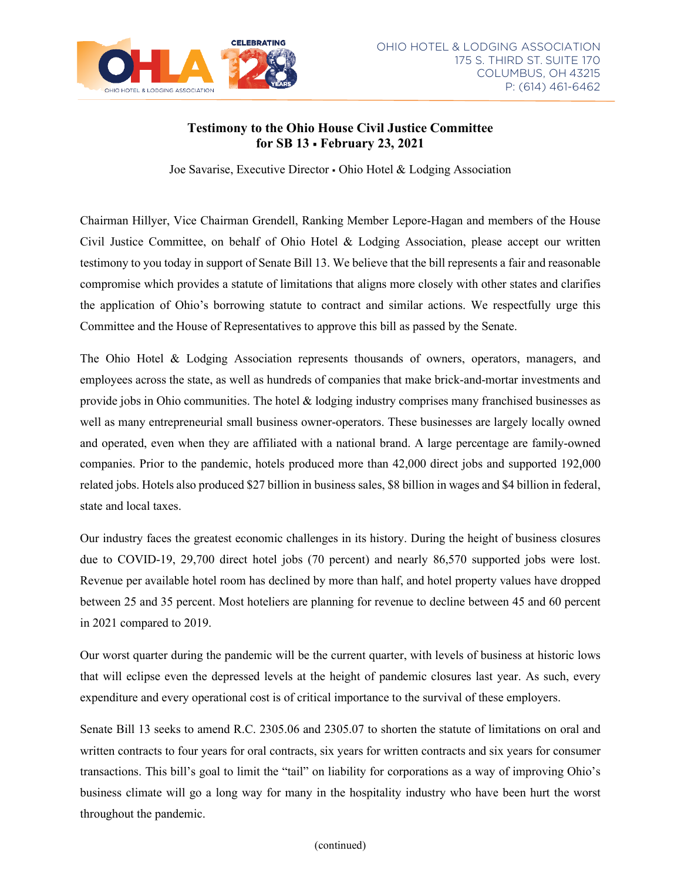OHIO HOTEL & LODGING ASSOCIATION
175 S. THIRD ST. SUITE 170
COLUMBUS, OH 43215
P: (614) 461-6462

# Testimony to the Ohio House Civil Justice Committee for SB 13 ▪ February 23, 2021

Joe Savarise, Executive Director ▪ Ohio Hotel & Lodging Association

Chairman Hillyer, Vice Chairman Grendell, Ranking Member Lepore-Hagan and members of the House Civil Justice Committee, on behalf of Ohio Hotel & Lodging Association, please accept our written testimony to you today in support of Senate Bill 13. We believe that the bill represents a fair and reasonable compromise which provides a statute of limitations that aligns more closely with other states and clarifies the application of Ohio's borrowing statute to contract and similar actions. We respectfully urge this Committee and the House of Representatives to approve this bill as passed by the Senate.

The Ohio Hotel & Lodging Association represents thousands of owners, operators, managers, and employees across the state, as well as hundreds of companies that make brick-and-mortar investments and provide jobs in Ohio communities. The hotel & lodging industry comprises many franchised businesses as well as many entrepreneurial small business owner-operators. These businesses are largely locally owned and operated, even when they are affiliated with a national brand. A large percentage are family-owned companies. Prior to the pandemic, hotels produced more than 42,000 direct jobs and supported 192,000 related jobs. Hotels also produced $27 billion in business sales, $8 billion in wages and $4 billion in federal, state and local taxes.

Our industry faces the greatest economic challenges in its history. During the height of business closures due to COVID-19, 29,700 direct hotel jobs (70 percent) and nearly 86,570 supported jobs were lost. Revenue per available hotel room has declined by more than half, and hotel property values have dropped between 25 and 35 percent. Most hoteliers are planning for revenue to decline between 45 and 60 percent in 2021 compared to 2019.

Our worst quarter during the pandemic will be the current quarter, with levels of business at historic lows that will eclipse even the depressed levels at the height of pandemic closures last year. As such, every expenditure and every operational cost is of critical importance to the survival of these employers.

Senate Bill 13 seeks to amend R.C. 2305.06 and 2305.07 to shorten the statute of limitations on oral and written contracts to four years for oral contracts, six years for written contracts and six years for consumer transactions. This bill's goal to limit the "tail" on liability for corporations as a way of improving Ohio's business climate will go a long way for many in the hospitality industry who have been hurt the worst throughout the pandemic.

(continued)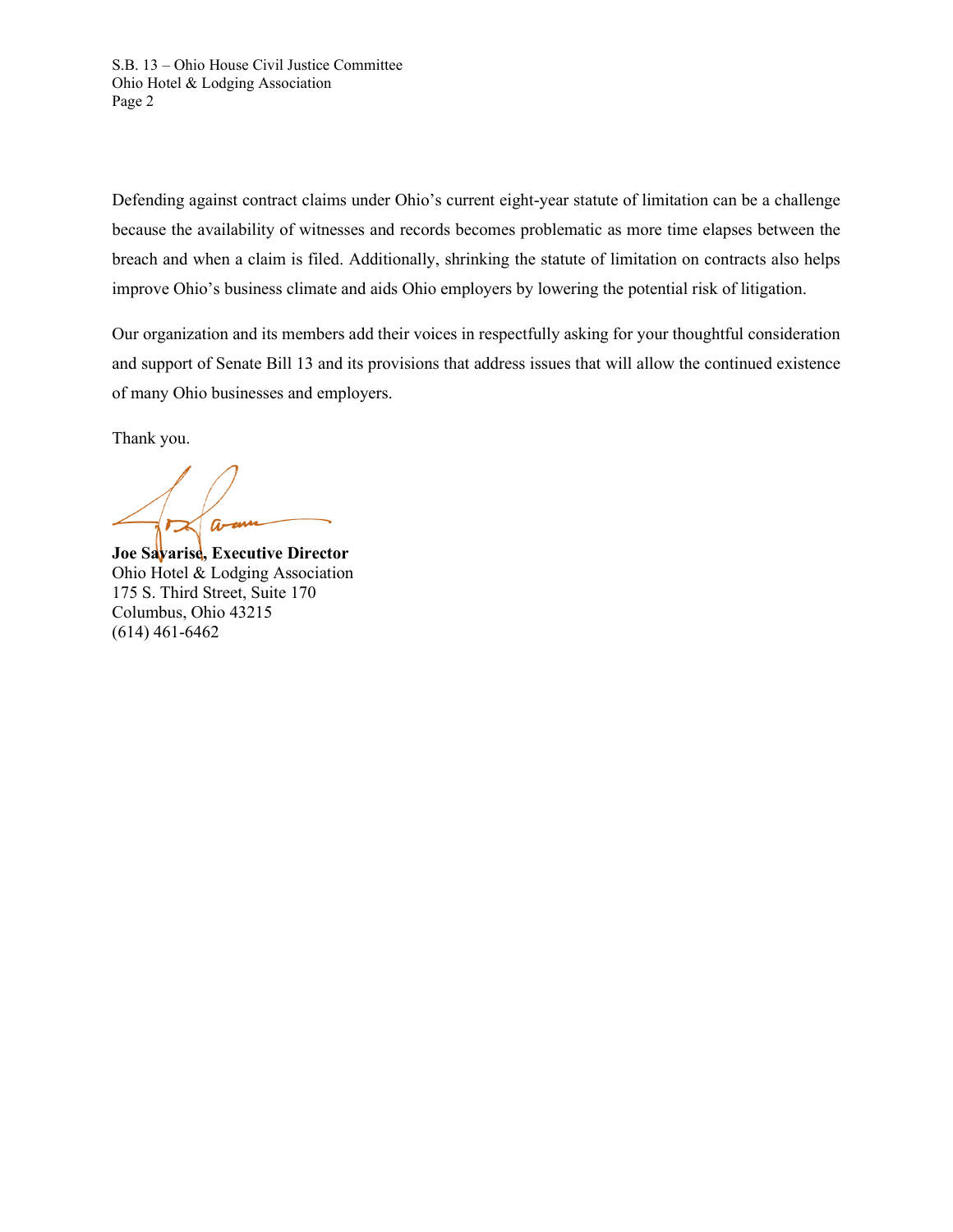Defending against contract claims under Ohio's current eight-year statute of limitation can be a challenge because the availability of witnesses and records becomes problematic as more time elapses between the breach and when a claim is filed. Additionally, shrinking the statute of limitation on contracts also helps improve Ohio's business climate and aids Ohio employers by lowering the potential risk of litigation.

Our organization and its members add their voices in respectfully asking for your thoughtful consideration and support of Senate Bill 13 and its provisions that address issues that will allow the continued existence of many Ohio businesses and employers.

Thank you.

**Joe Savarise, Executive Director**
Ohio Hotel & Lodging Association
175 S. Third Street, Suite 170
Columbus, Ohio 43215
(614) 461-6462